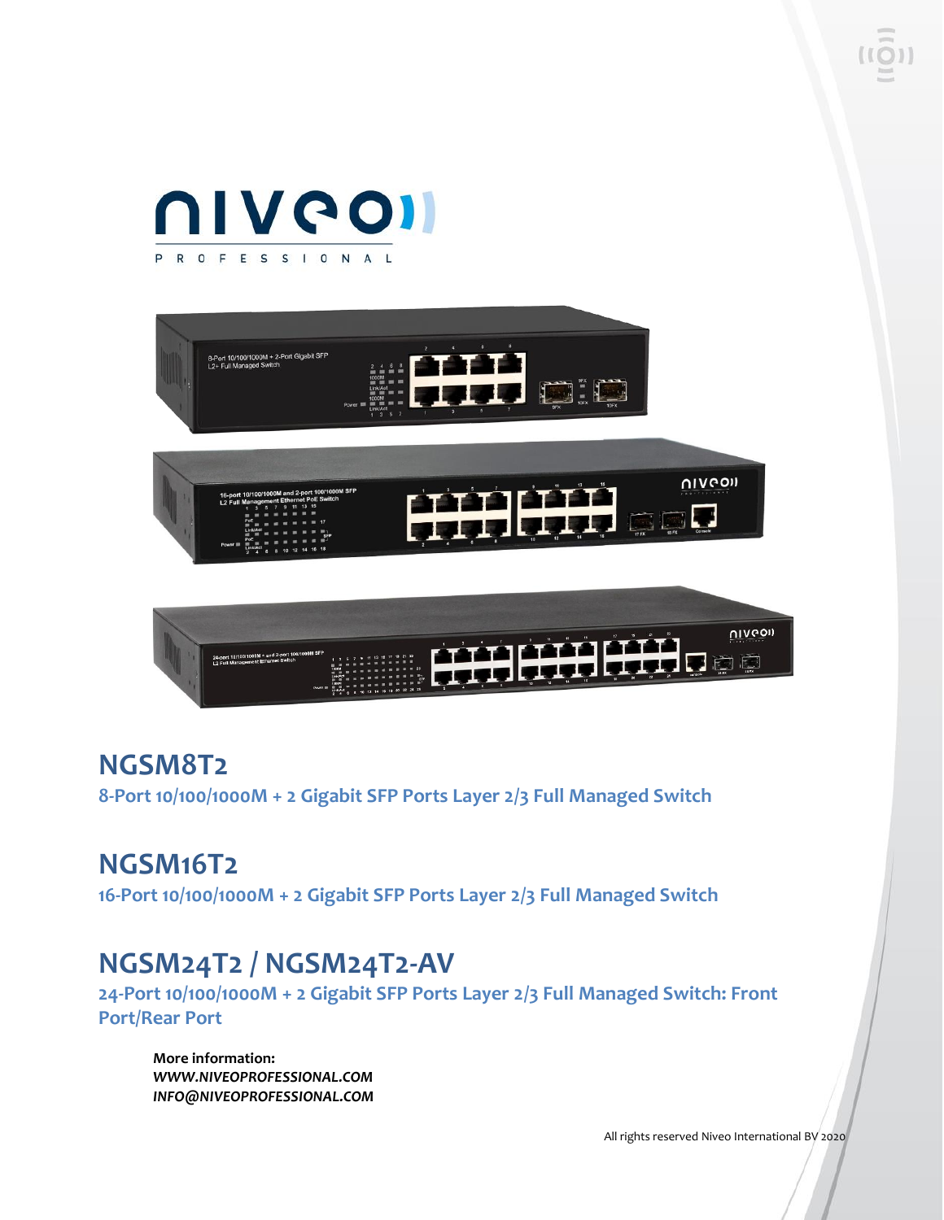## NGSM8T2

**8-Port 10/100/1000M + 2 Gigabit SFP Ports Layer 2/3 Full Managed Switch**

## NGSM16T2

**16-Port 10/100/1000M + 2 Gigabit SFP Ports Layer 2/3 Full Managed Switch**

## NGSM24T2 / NGSM24T2-AV

**24-Port 10/100/1000M + 2 Gigabit SFP Ports Layer 2/3 Full Managed Switch: Front Port/Rear Port**

**More information:**
***WWW.NIVEOPROFESSIONAL.COM***
***INFO@NIVEOPROFESSIONAL.COM***

All rights reserved Niveo International BV 2020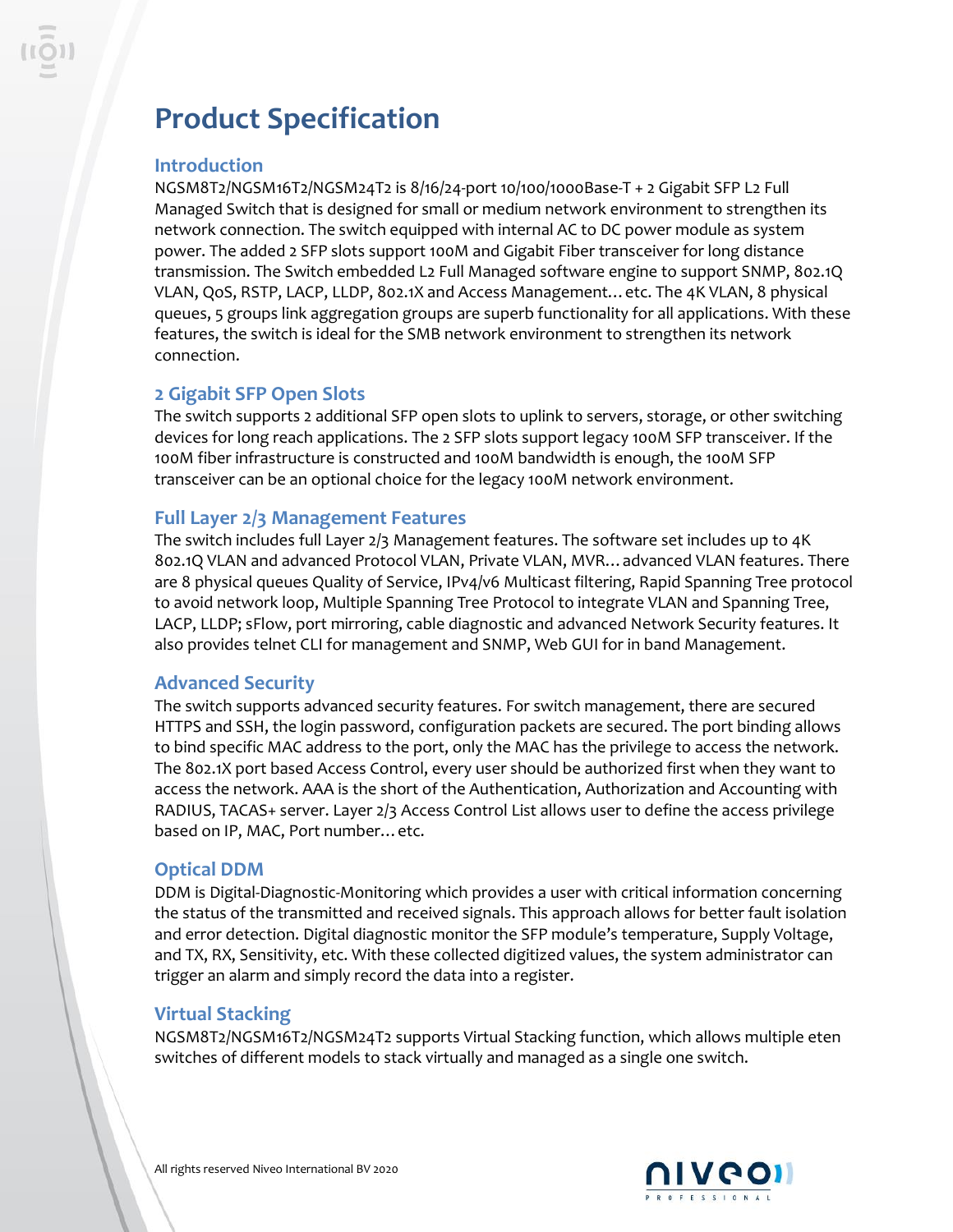# Product Specification

## Introduction

NGSM8T2/NGSM16T2/NGSM24T2 is 8/16/24-port 10/100/1000Base-T + 2 Gigabit SFP L2 Full Managed Switch that is designed for small or medium network environment to strengthen its network connection. The switch equipped with internal AC to DC power module as system power. The added 2 SFP slots support 100M and Gigabit Fiber transceiver for long distance transmission. The Switch embedded L2 Full Managed software engine to support SNMP, 802.1Q VLAN, QoS, RSTP, LACP, LLDP, 802.1X and Access Management…etc. The 4K VLAN, 8 physical queues, 5 groups link aggregation groups are superb functionality for all applications. With these features, the switch is ideal for the SMB network environment to strengthen its network connection.

## 2 Gigabit SFP Open Slots

The switch supports 2 additional SFP open slots to uplink to servers, storage, or other switching devices for long reach applications. The 2 SFP slots support legacy 100M SFP transceiver. If the 100M fiber infrastructure is constructed and 100M bandwidth is enough, the 100M SFP transceiver can be an optional choice for the legacy 100M network environment.

## Full Layer 2/3 Management Features

The switch includes full Layer 2/3 Management features. The software set includes up to 4K 802.1Q VLAN and advanced Protocol VLAN, Private VLAN, MVR…advanced VLAN features. There are 8 physical queues Quality of Service, IPv4/v6 Multicast filtering, Rapid Spanning Tree protocol to avoid network loop, Multiple Spanning Tree Protocol to integrate VLAN and Spanning Tree, LACP, LLDP; sFlow, port mirroring, cable diagnostic and advanced Network Security features. It also provides telnet CLI for management and SNMP, Web GUI for in band Management.

## Advanced Security

The switch supports advanced security features. For switch management, there are secured HTTPS and SSH, the login password, configuration packets are secured. The port binding allows to bind specific MAC address to the port, only the MAC has the privilege to access the network. The 802.1X port based Access Control, every user should be authorized first when they want to access the network. AAA is the short of the Authentication, Authorization and Accounting with RADIUS, TACAS+ server. Layer 2/3 Access Control List allows user to define the access privilege based on IP, MAC, Port number…etc.

## Optical DDM

DDM is Digital-Diagnostic-Monitoring which provides a user with critical information concerning the status of the transmitted and received signals. This approach allows for better fault isolation and error detection. Digital diagnostic monitor the SFP module's temperature, Supply Voltage, and TX, RX, Sensitivity, etc. With these collected digitized values, the system administrator can trigger an alarm and simply record the data into a register.

## Virtual Stacking

NGSM8T2/NGSM16T2/NGSM24T2 supports Virtual Stacking function, which allows multiple eten switches of different models to stack virtually and managed as a single one switch.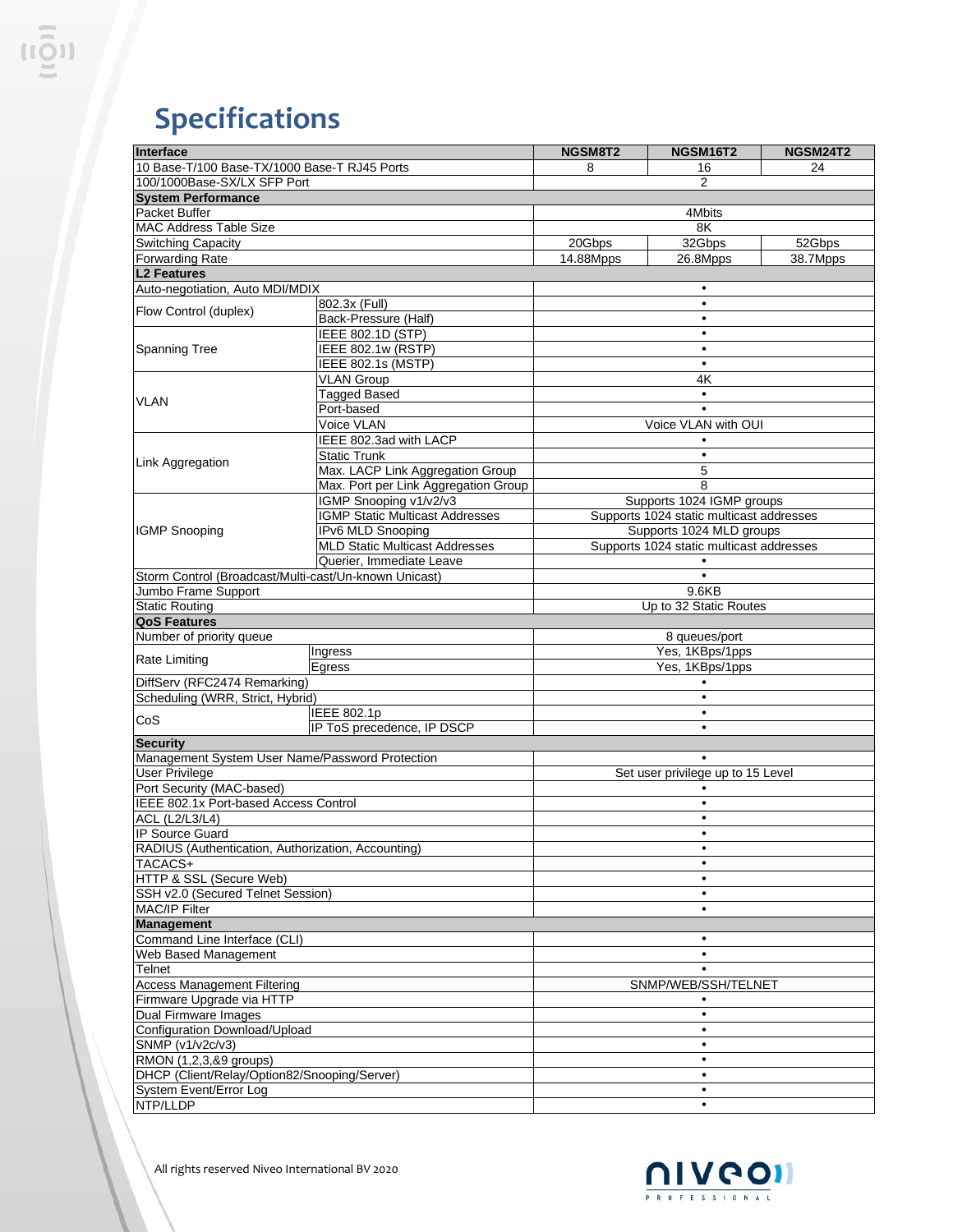# Specifications

| Interface | | NGSM8T2 | NGSM16T2 | NGSM24T2 |
|---|---|---|---|---|
| 10 Base-T/100 Base-TX/1000 Base-T RJ45 Ports | | 8 | 16 | 24 |
| 100/1000Base-SX/LX SFP Port | | 2 | | |
| **System Performance** | | | | |
| Packet Buffer | | 4Mbits | | |
| MAC Address Table Size | | 8K | | |
| Switching Capacity | | 20Gbps | 32Gbps | 52Gbps |
| Forwarding Rate | | 14.88Mpps | 26.8Mpps | 38.7Mpps |
| **L2 Features** | | | | |
| Auto-negotiation, Auto MDI/MDIX | | • | | |
| Flow Control (duplex) | 802.3x (Full) | • | | |
| | Back-Pressure (Half) | • | | |
| Spanning Tree | IEEE 802.1D (STP) | • | | |
| | IEEE 802.1w (RSTP) | • | | |
| | IEEE 802.1s (MSTP) | • | | |
| VLAN | VLAN Group | 4K | | |
| | Tagged Based | • | | |
| | Port-based | • | | |
| | Voice VLAN | Voice VLAN with OUI | | |
| Link Aggregation | IEEE 802.3ad with LACP | • | | |
| | Static Trunk | • | | |
| | Max. LACP Link Aggregation Group | 5 | | |
| | Max. Port per Link Aggregation Group | 8 | | |
| IGMP Snooping | IGMP Snooping v1/v2/v3 | Supports 1024 IGMP groups | | |
| | IGMP Static Multicast Addresses | Supports 1024 static multicast addresses | | |
| | IPv6 MLD Snooping | Supports 1024 MLD groups | | |
| | MLD Static Multicast Addresses | Supports 1024 static multicast addresses | | |
| | Querier, Immediate Leave | • | | |
| Storm Control (Broadcast/Multi-cast/Un-known Unicast) | | • | | |
| Jumbo Frame Support | | 9.6KB | | |
| Static Routing | | Up to 32 Static Routes | | |
| **QoS Features** | | | | |
| Number of priority queue | | 8 queues/port | | |
| Rate Limiting | Ingress | Yes, 1KBps/1pps | | |
| | Egress | Yes, 1KBps/1pps | | |
| DiffServ (RFC2474 Remarking) | | • | | |
| Scheduling (WRR, Strict, Hybrid) | | • | | |
| CoS | IEEE 802.1p | • | | |
| | IP ToS precedence, IP DSCP | • | | |
| **Security** | | | | |
| Management System User Name/Password Protection | | • | | |
| User Privilege | | Set user privilege up to 15 Level | | |
| Port Security (MAC-based) | | • | | |
| IEEE 802.1x Port-based Access Control | | • | | |
| ACL (L2/L3/L4) | | • | | |
| IP Source Guard | | • | | |
| RADIUS (Authentication, Authorization, Accounting) | | • | | |
| TACACS+ | | • | | |
| HTTP & SSL (Secure Web) | | • | | |
| SSH v2.0 (Secured Telnet Session) | | • | | |
| MAC/IP Filter | | • | | |
| **Management** | | | | |
| Command Line Interface (CLI) | | • | | |
| Web Based Management | | • | | |
| Telnet | | • | | |
| Access Management Filtering | | SNMP/WEB/SSH/TELNET | | |
| Firmware Upgrade via HTTP | | • | | |
| Dual Firmware Images | | • | | |
| Configuration Download/Upload | | • | | |
| SNMP (v1/v2c/v3) | | • | | |
| RMON (1,2,3,&9 groups) | | • | | |
| DHCP (Client/Relay/Option82/Snooping/Server) | | • | | |
| System Event/Error Log | | • | | |
| NTP/LLDP | | • | | |

All rights reserved Niveo International BV 2020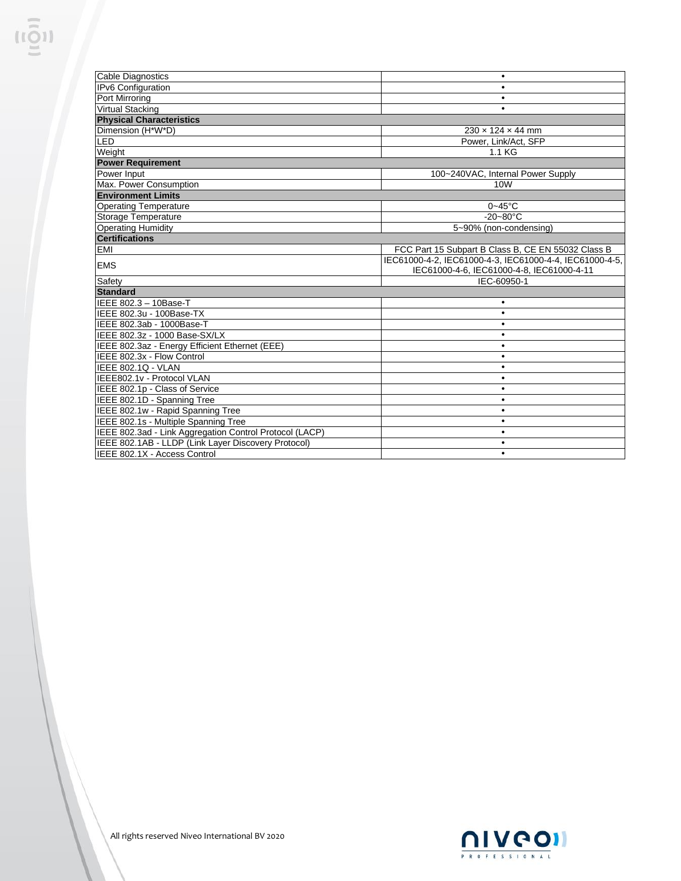| | |
|---|---|
| Cable Diagnostics | • |
| IPv6 Configuration | • |
| Port Mirroring | • |
| Virtual Stacking | • |
| **Physical Characteristics** | |
| Dimension (H*W*D) | 230 × 124 × 44 mm |
| LED | Power, Link/Act, SFP |
| Weight | 1.1 KG |
| **Power Requirement** | |
| Power Input | 100~240VAC, Internal Power Supply |
| Max. Power Consumption | 10W |
| **Environment Limits** | |
| Operating Temperature | 0~45°C |
| Storage Temperature | -20~80°C |
| Operating Humidity | 5~90% (non-condensing) |
| **Certifications** | |
| EMI | FCC Part 15 Subpart B Class B, CE EN 55032 Class B |
| EMS | IEC61000-4-2, IEC61000-4-3, IEC61000-4-4, IEC61000-4-5, IEC61000-4-6, IEC61000-4-8, IEC61000-4-11 |
| Safety | IEC-60950-1 |
| **Standard** | |
| IEEE 802.3 – 10Base-T | • |
| IEEE 802.3u - 100Base-TX | • |
| IEEE 802.3ab - 1000Base-T | • |
| IEEE 802.3z - 1000 Base-SX/LX | • |
| IEEE 802.3az - Energy Efficient Ethernet (EEE) | • |
| IEEE 802.3x - Flow Control | • |
| IEEE 802.1Q - VLAN | • |
| IEEE802.1v - Protocol VLAN | • |
| IEEE 802.1p - Class of Service | • |
| IEEE 802.1D - Spanning Tree | • |
| IEEE 802.1w - Rapid Spanning Tree | • |
| IEEE 802.1s - Multiple Spanning Tree | • |
| IEEE 802.3ad - Link Aggregation Control Protocol (LACP) | • |
| IEEE 802.1AB - LLDP (Link Layer Discovery Protocol) | • |
| IEEE 802.1X - Access Control | • |

All rights reserved Niveo International BV 2020